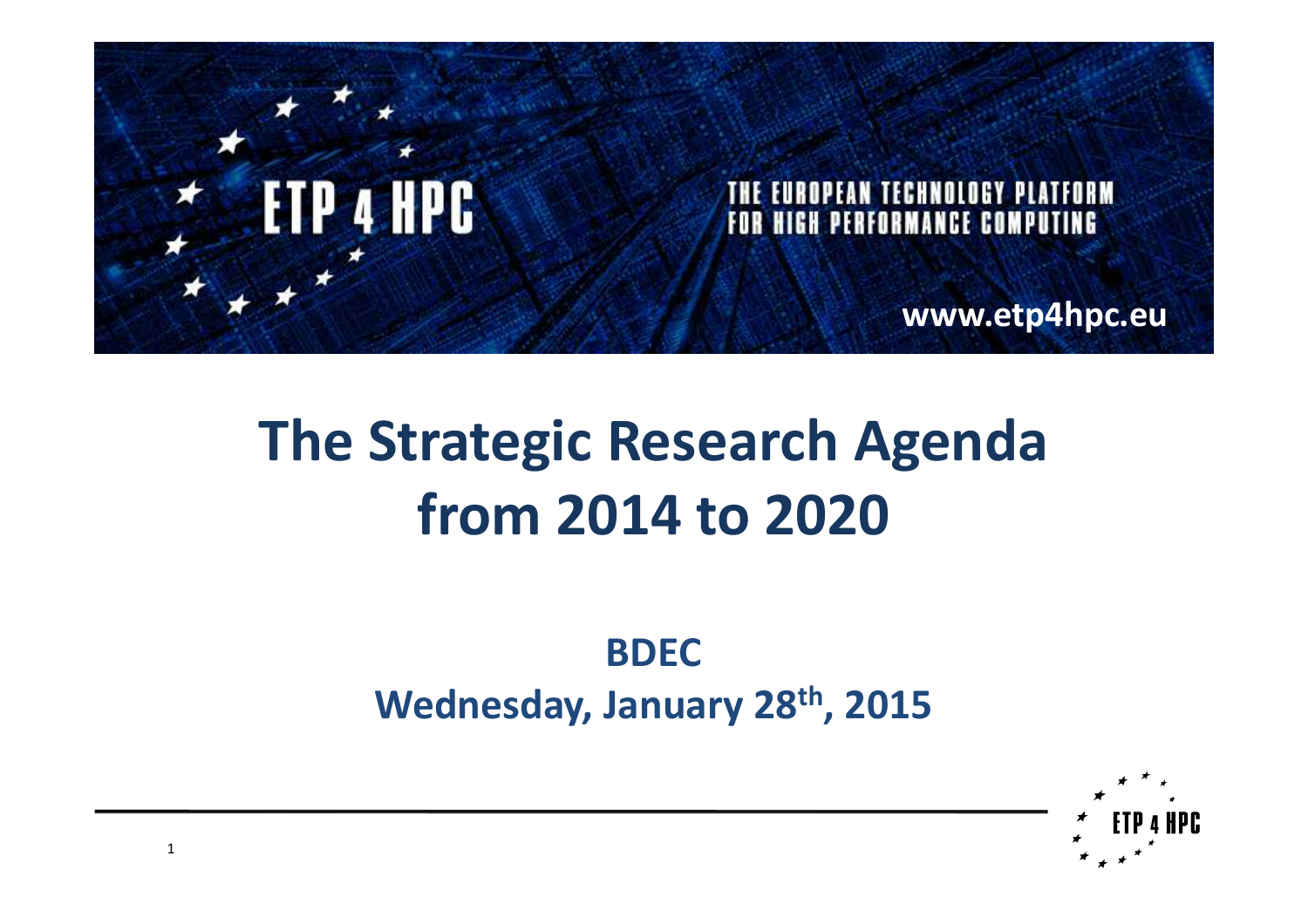ETP 4 HPC

THE EUROPEAN TECHNOLOGY PLATFORM FOR HIGH PERFORMANCE COMPUTING

www.etp4hpc.eu

# The Strategic Research Agenda from 2014 to 2020

**BDEC**

**Wednesday, January 28th, 2015**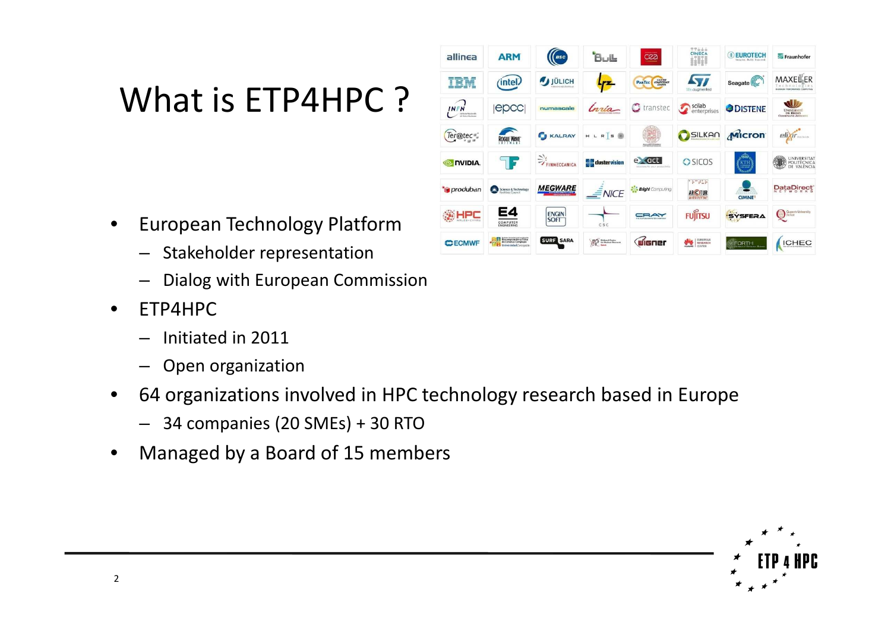# What is ETP4HPC ?

- European Technology Platform
  - Stakeholder representation
  - Dialog with European Commission
- ETP4HPC
  - Initiated in 2011
  - Open organization
- 64 organizations involved in HPC technology research based in Europe
  - 34 companies (20 SMEs) + 30 RTO
- Managed by a Board of 15 members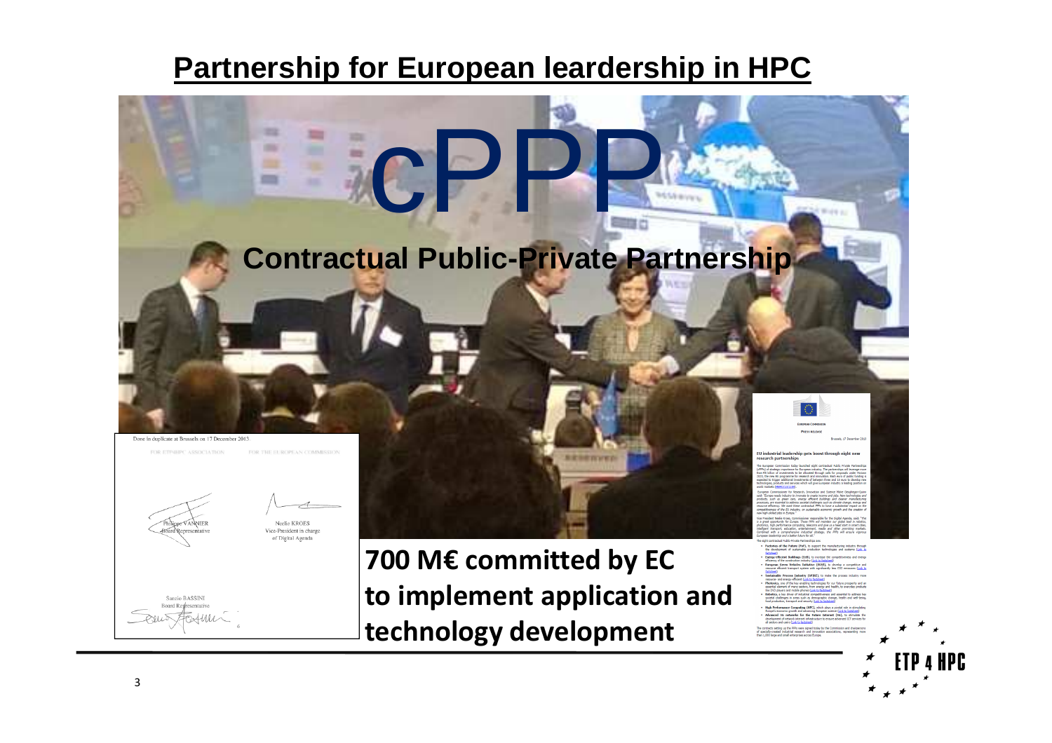# Partnership for European leardership in HPC

## cPPP

**Contractual Public-Private Partnership**

Done in duplicate at Brussels on 17 December 2013

| FOR ETP4HPC ASSOCIATION | FOR THE EUROPEAN COMMISSION |
| --- | --- |
| Philippe VANNIER<br>Board Representative | Neelie KROES<br>Vice-President in charge of Digital Agenda |
| Sanzio BASSINI<br>Board Representative | |

**700 M€ committed by EC to implement application and technology development**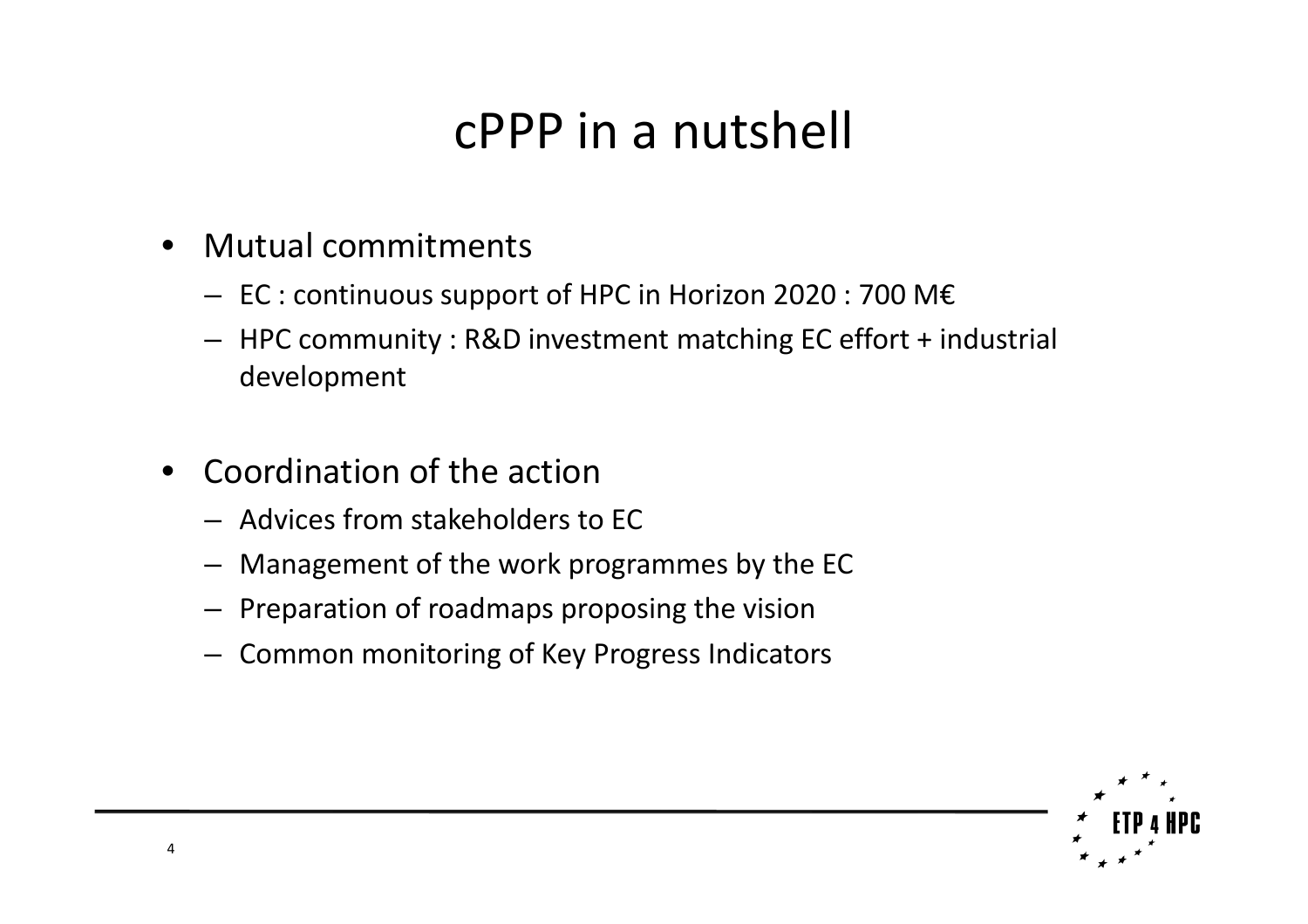# cPPP in a nutshell

- Mutual commitments
  - EC : continuous support of HPC in Horizon 2020 : 700 M€
  - HPC community : R&D investment matching EC effort + industrial development
- Coordination of the action
  - Advices from stakeholders to EC
  - Management of the work programmes by the EC
  - Preparation of roadmaps proposing the vision
  - Common monitoring of Key Progress Indicators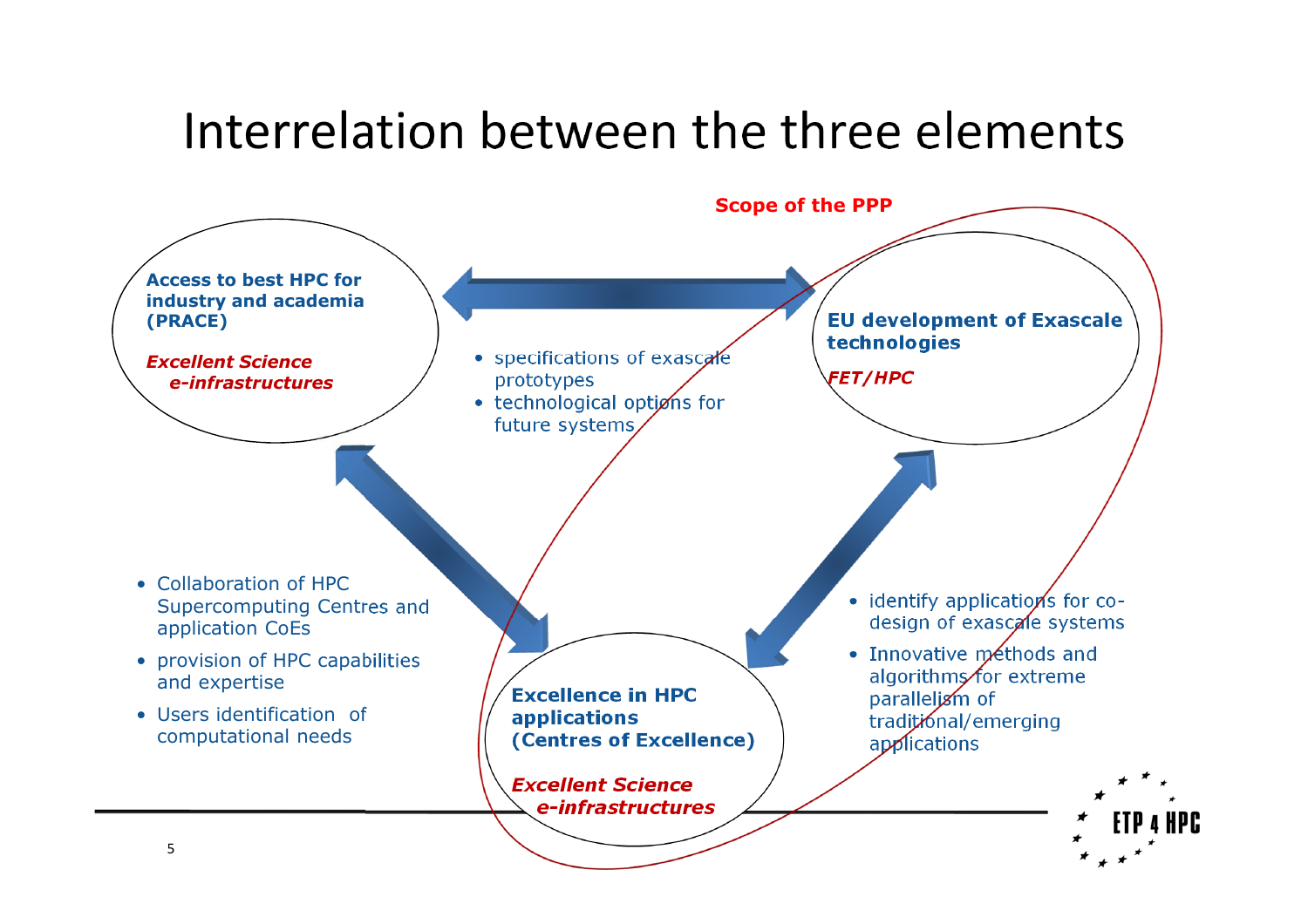# Interrelation between the three elements

**Scope of the PPP**

**Access to best HPC for industry and academia (PRACE)**

***Excellent Science e-infrastructures***

**EU development of Exascale technologies**

***FET/HPC***

- specifications of exascale prototypes
- technological options for future systems

**Excellence in HPC applications (Centres of Excellence)**

***Excellent Science e-infrastructures***

- Collaboration of HPC Supercomputing Centres and application CoEs
- provision of HPC capabilities and expertise
- Users identification of computational needs

- identify applications for co-design of exascale systems
- Innovative methods and algorithms for extreme parallelism of traditional/emerging applications

ETP 4 HPC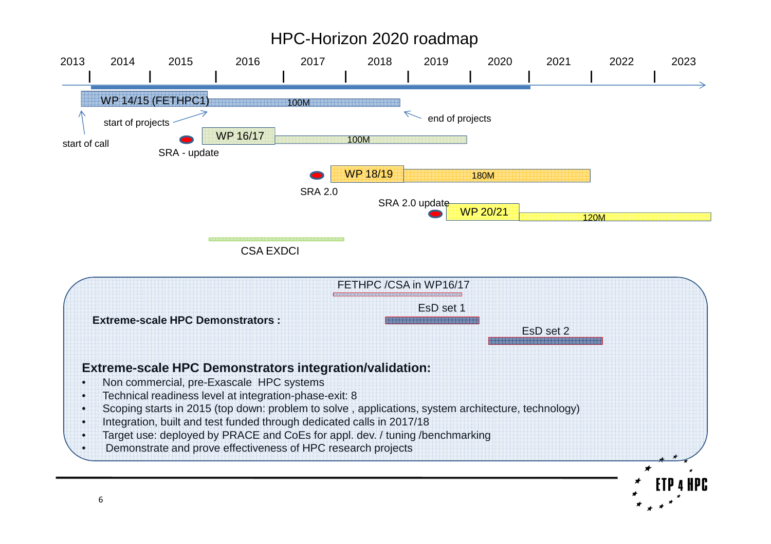# HPC-Horizon 2020 roadmap

2013 | 2014 | 2015 | 2016 | 2017 | 2018 | 2019 | 2020 | 2021 | 2022 | 2023

WP 14/15 (FETHPC1) — 100M

start of call — start of projects — end of projects

SRA - update — WP 16/17 — 100M

SRA 2.0 — WP 18/19 — 180M

SRA 2.0 update — WP 20/21 — 120M

CSA EXDCI

FETHPC /CSA in WP16/17

**Extreme-scale HPC Demonstrators :**

EsD set 1

EsD set 2

**Extreme-scale HPC Demonstrators integration/validation:**

- Non commercial, pre-Exascale HPC systems
- Technical readiness level at integration-phase-exit: 8
- Scoping starts in 2015 (top down: problem to solve , applications, system architecture, technology)
- Integration, built and test funded through dedicated calls in 2017/18
- Target use: deployed by PRACE and CoEs for appl. dev. / tuning /benchmarking
- Demonstrate and prove effectiveness of HPC research projects

ETP 4 HPC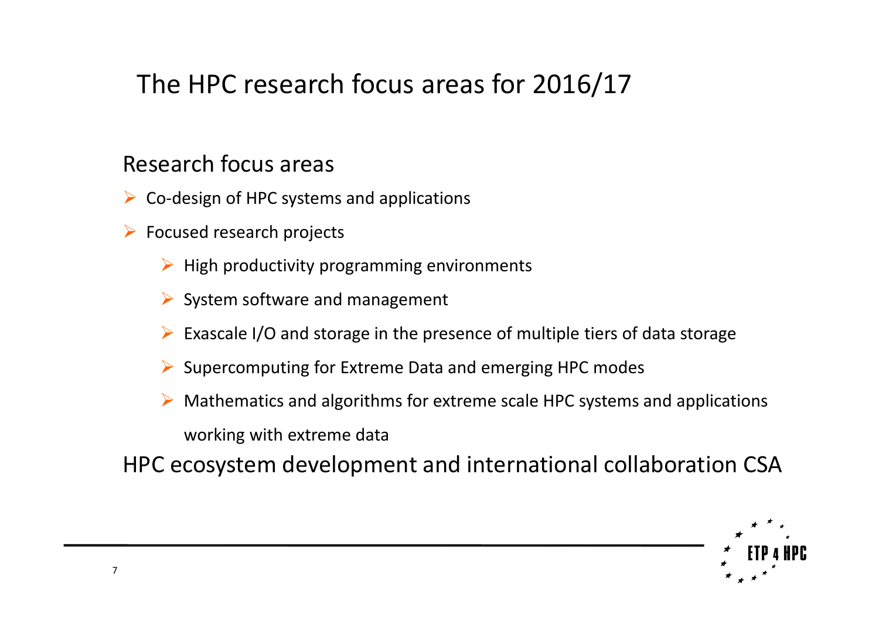# The HPC research focus areas for 2016/17

## Research focus areas

- Co-design of HPC systems and applications
- Focused research projects
  - High productivity programming environments
  - System software and management
  - Exascale I/O and storage in the presence of multiple tiers of data storage
  - Supercomputing for Extreme Data and emerging HPC modes
  - Mathematics and algorithms for extreme scale HPC systems and applications working with extreme data

## HPC ecosystem development and international collaboration CSA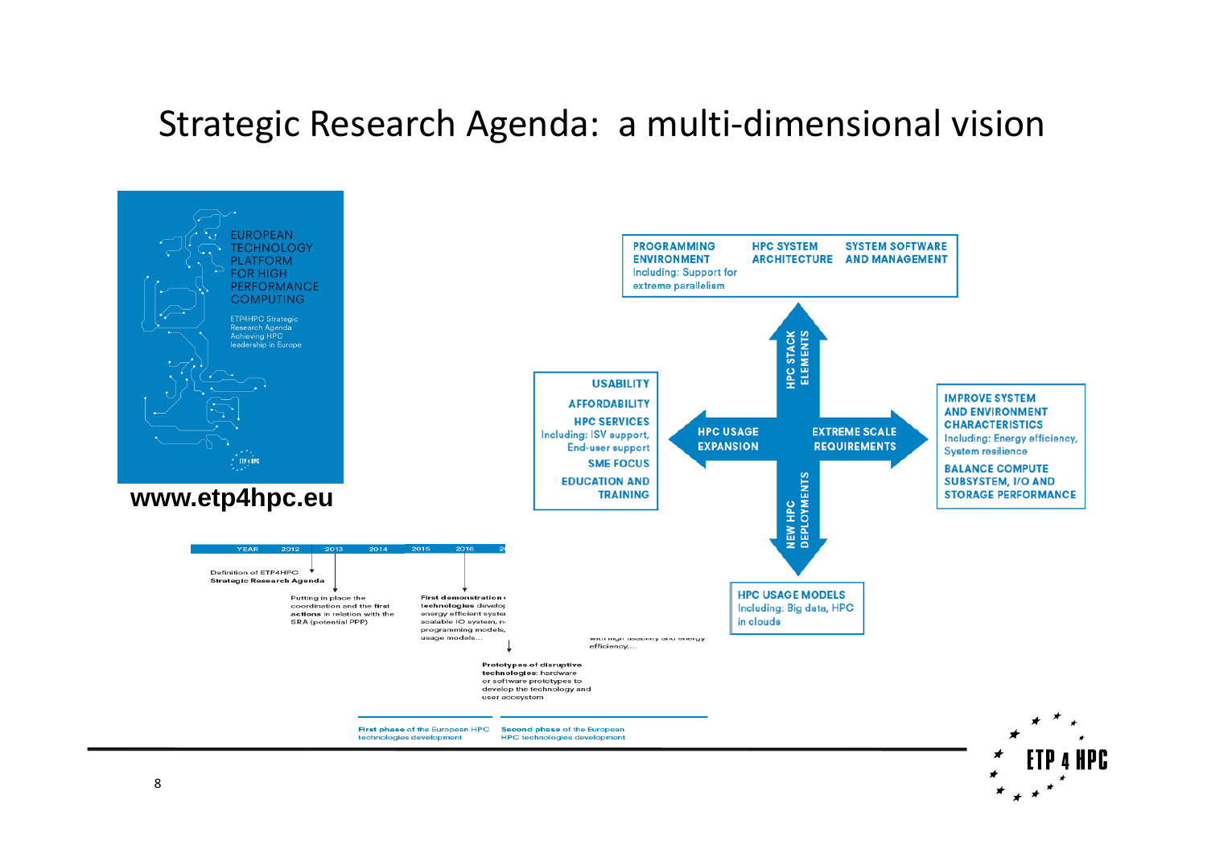# Strategic Research Agenda: a multi-dimensional vision

EUROPEAN TECHNOLOGY PLATFORM FOR HIGH PERFORMANCE COMPUTING

ETP4HPC Strategic Research Agenda Achieving HPC leadership in Europe

**www.etp4hpc.eu**

| YEAR | 2012 | 2013 | 2014 | 2015 | 2016 |
|---|---|---|---|---|---|

Definition of ETP4HPC **Strategic Research Agenda**

Putting in place the coordination and the first **actions** in relation with the SRA (potential PPP)

**First demonstration** of **technologies** develop... energy efficient syste... scalable IO system, ... programming models, ... usage models...

... with high usability and energy efficiency,...

**Prototypes of disruptive technologies**: hardware or software prototypes to develop the technology and user ecosystem

**First phase** of the European HPC technologies development

**Second phase** of the European HPC technologies development

**HPC STACK ELEMENTS**

- PROGRAMMING ENVIRONMENT — Including: Support for extreme parallelism
- HPC SYSTEM ARCHITECTURE
- SYSTEM SOFTWARE AND MANAGEMENT

**HPC USAGE EXPANSION**

- USABILITY
- AFFORDABILITY
- HPC SERVICES — Including: ISV support, End-user support
- SME FOCUS
- EDUCATION AND TRAINING

**EXTREME SCALE REQUIREMENTS**

- IMPROVE SYSTEM AND ENVIRONMENT CHARACTERISTICS — Including: Energy efficiency, System resilience
- BALANCE COMPUTE SUBSYSTEM, I/O AND STORAGE PERFORMANCE

**NEW HPC DEPLOYMENTS**

- HPC USAGE MODELS — Including: Big data, HPC in clouds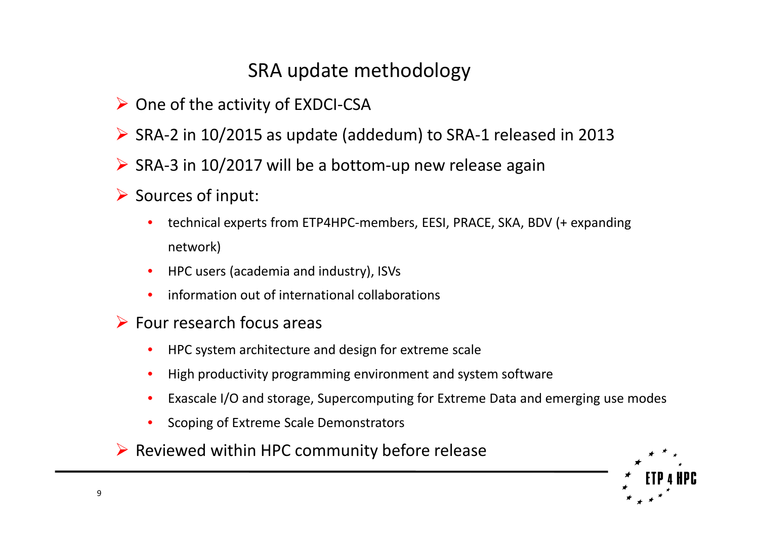# SRA update methodology

- One of the activity of EXDCI-CSA
- SRA-2 in 10/2015 as update (addedum) to SRA-1 released in 2013
- SRA-3 in 10/2017 will be a bottom-up new release again
- Sources of input:
  - technical experts from ETP4HPC-members, EESI, PRACE, SKA, BDV (+ expanding network)
  - HPC users (academia and industry), ISVs
  - information out of international collaborations
- Four research focus areas
  - HPC system architecture and design for extreme scale
  - High productivity programming environment and system software
  - Exascale I/O and storage, Supercomputing for Extreme Data and emerging use modes
  - Scoping of Extreme Scale Demonstrators
- Reviewed within HPC community before release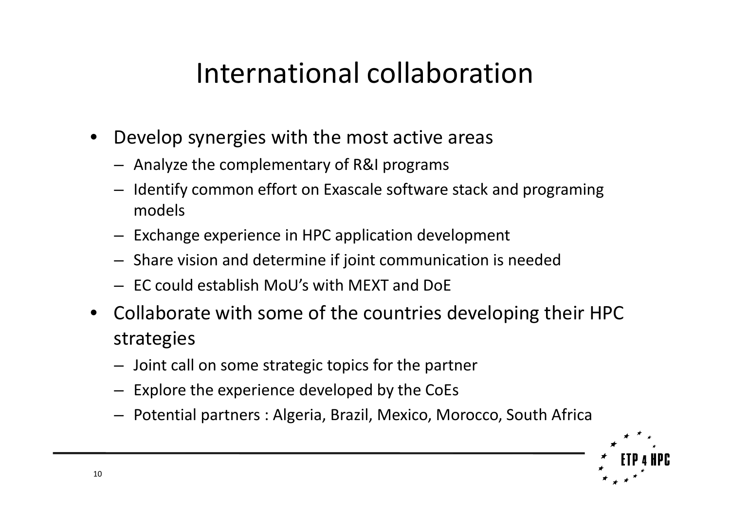# International collaboration

- Develop synergies with the most active areas
  - Analyze the complementary of R&I programs
  - Identify common effort on Exascale software stack and programing models
  - Exchange experience in HPC application development
  - Share vision and determine if joint communication is needed
  - EC could establish MoU's with MEXT and DoE
- Collaborate with some of the countries developing their HPC strategies
  - Joint call on some strategic topics for the partner
  - Explore the experience developed by the CoEs
  - Potential partners : Algeria, Brazil, Mexico, Morocco, South Africa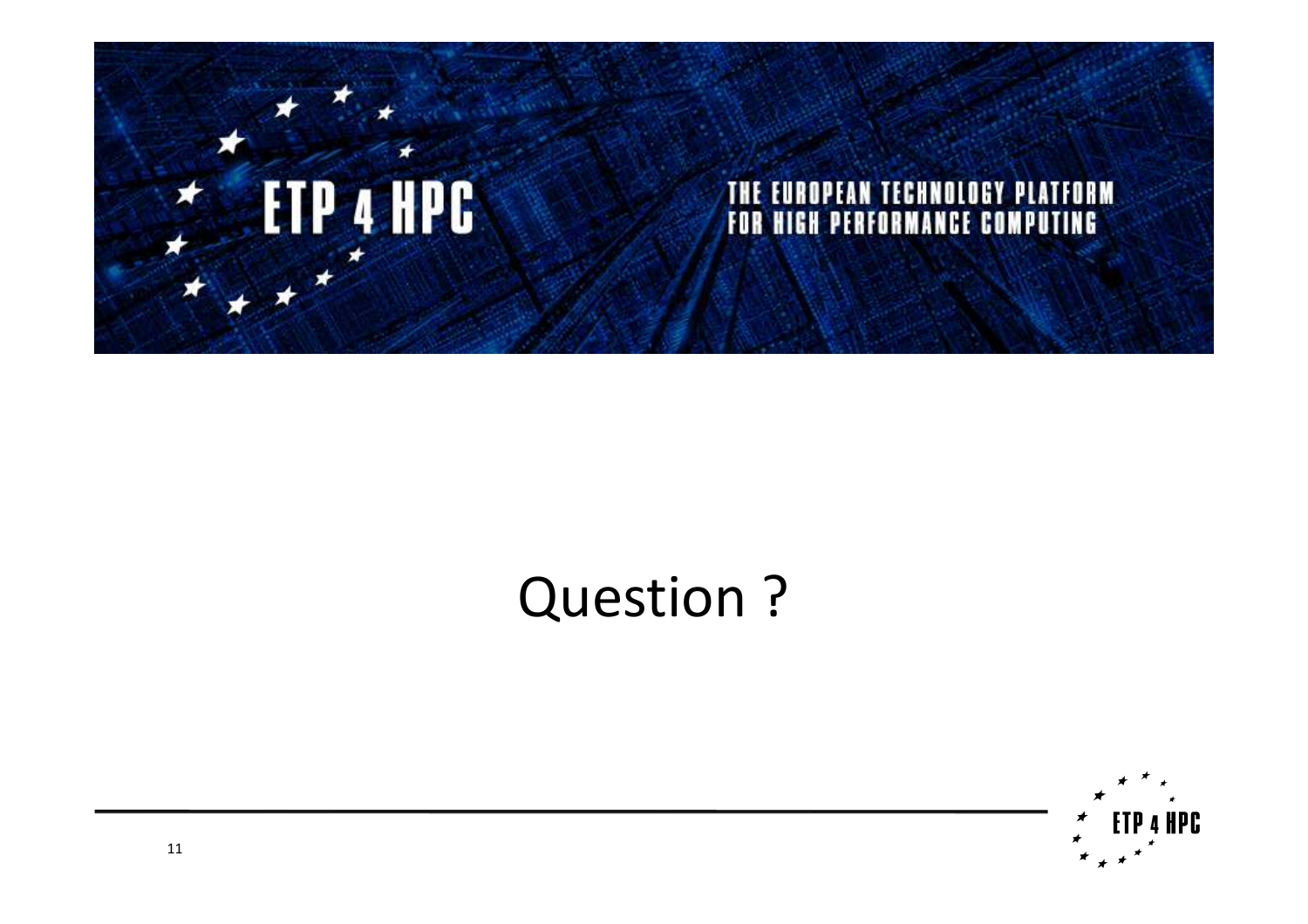ETP 4 HPC

THE EUROPEAN TECHNOLOGY PLATFORM FOR HIGH PERFORMANCE COMPUTING

# Question ?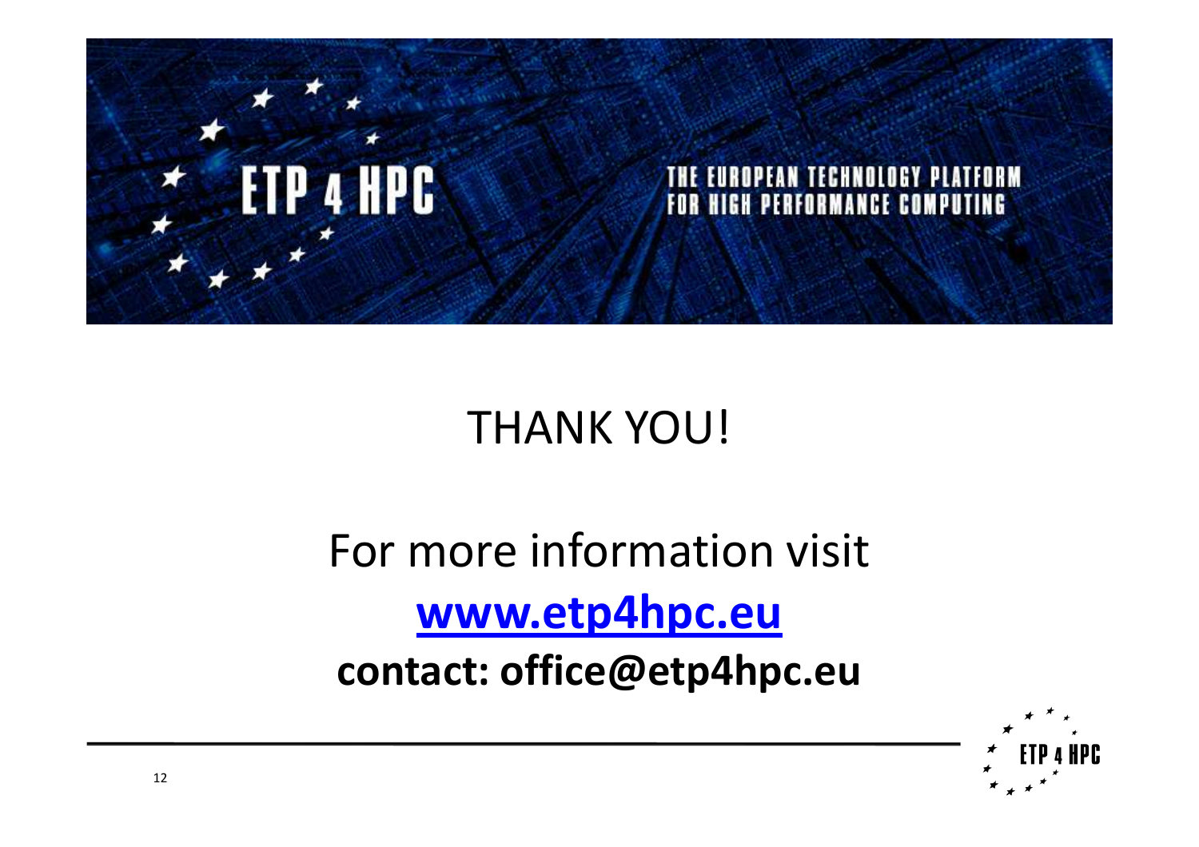ETP 4 HPC

THE EUROPEAN TECHNOLOGY PLATFORM FOR HIGH PERFORMANCE COMPUTING

# THANK YOU!

For more information visit

**[www.etp4hpc.eu](http://www.etp4hpc.eu)**

**contact: office@etp4hpc.eu**